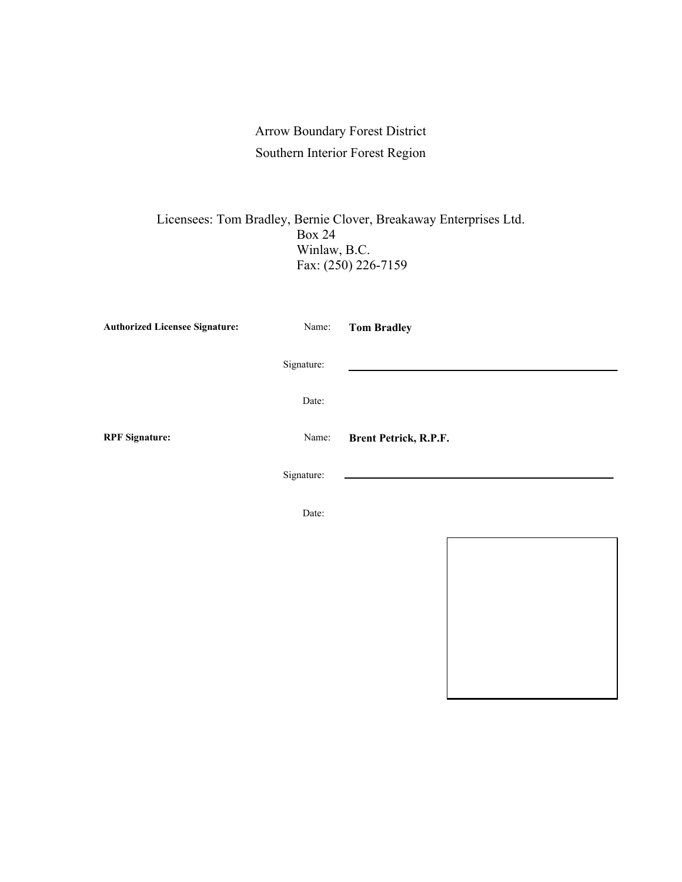Arrow Boundary Forest District

Southern Interior Forest Region

Licensees: Tom Bradley, Bernie Clover, Breakaway Enterprises Ltd.
Box 24
Winlaw, B.C.
Fax: (250) 226-7159

**Authorized Licensee Signature:**

Name: **Tom Bradley**

Signature: ______________________________

Date:

**RPF Signature:**

Name: **Brent Petrick, R.P.F.**

Signature: ______________________________

Date: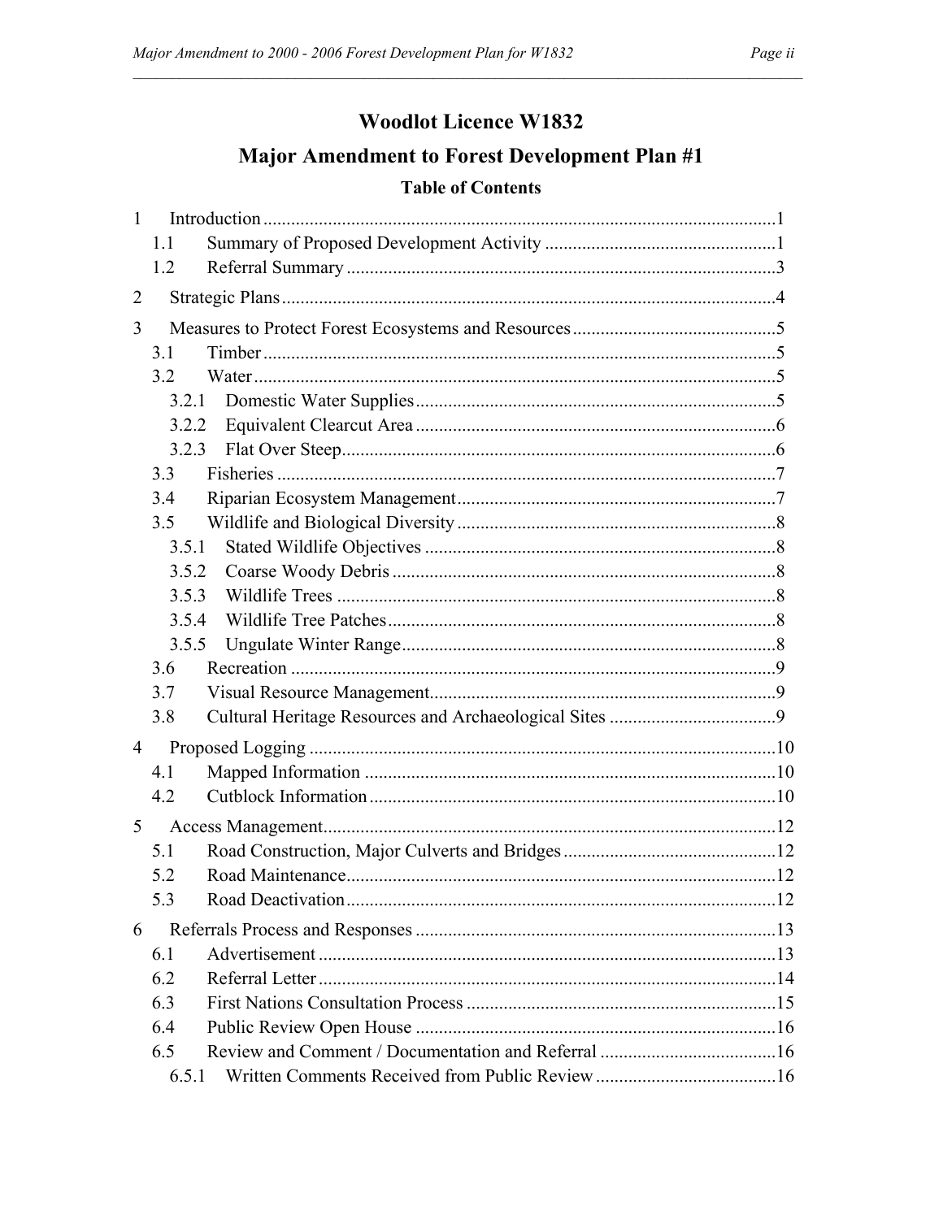# Woodlot Licence W1832

# Major Amendment to Forest Development Plan #1

## Table of Contents

1 Introduction ....1
  1.1 Summary of Proposed Development Activity ....1
  1.2 Referral Summary ....3

2 Strategic Plans ....4

3 Measures to Protect Forest Ecosystems and Resources ....5
  3.1 Timber ....5
  3.2 Water ....5
    3.2.1 Domestic Water Supplies ....5
    3.2.2 Equivalent Clearcut Area ....6
    3.2.3 Flat Over Steep ....6
  3.3 Fisheries ....7
  3.4 Riparian Ecosystem Management ....7
  3.5 Wildlife and Biological Diversity ....8
    3.5.1 Stated Wildlife Objectives ....8
    3.5.2 Coarse Woody Debris ....8
    3.5.3 Wildlife Trees ....8
    3.5.4 Wildlife Tree Patches ....8
    3.5.5 Ungulate Winter Range ....8
  3.6 Recreation ....9
  3.7 Visual Resource Management ....9
  3.8 Cultural Heritage Resources and Archaeological Sites ....9

4 Proposed Logging ....10
  4.1 Mapped Information ....10
  4.2 Cutblock Information ....10

5 Access Management ....12
  5.1 Road Construction, Major Culverts and Bridges ....12
  5.2 Road Maintenance ....12
  5.3 Road Deactivation ....12

6 Referrals Process and Responses ....13
  6.1 Advertisement ....13
  6.2 Referral Letter ....14
  6.3 First Nations Consultation Process ....15
  6.4 Public Review Open House ....16
  6.5 Review and Comment / Documentation and Referral ....16
    6.5.1 Written Comments Received from Public Review ....16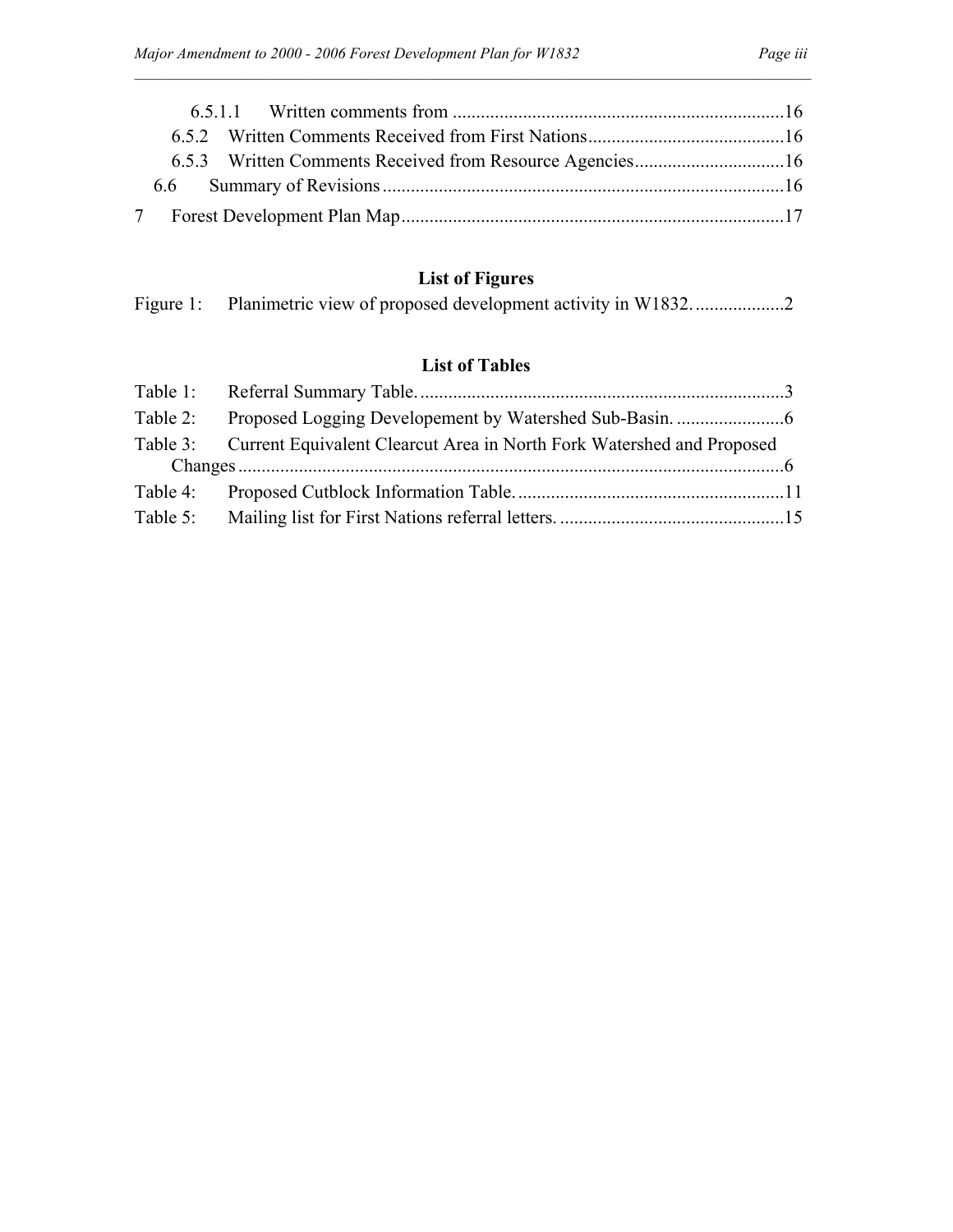6.5.1.1 Written comments from ........................................................................16
6.5.2 Written Comments Received from First Nations..........................................16
6.5.3 Written Comments Received from Resource Agencies................................16
6.6 Summary of Revisions.....................................................................................16
7 Forest Development Plan Map.................................................................................17

## List of Figures

Figure 1: Planimetric view of proposed development activity in W1832. ...................2

## List of Tables

Table 1: Referral Summary Table. ..............................................................................3
Table 2: Proposed Logging Developement by Watershed Sub-Basin. .......................6
Table 3: Current Equivalent Clearcut Area in North Fork Watershed and Proposed Changes.....................................................................................................................6
Table 4: Proposed Cutblock Information Table. .........................................................11
Table 5: Mailing list for First Nations referral letters. ................................................15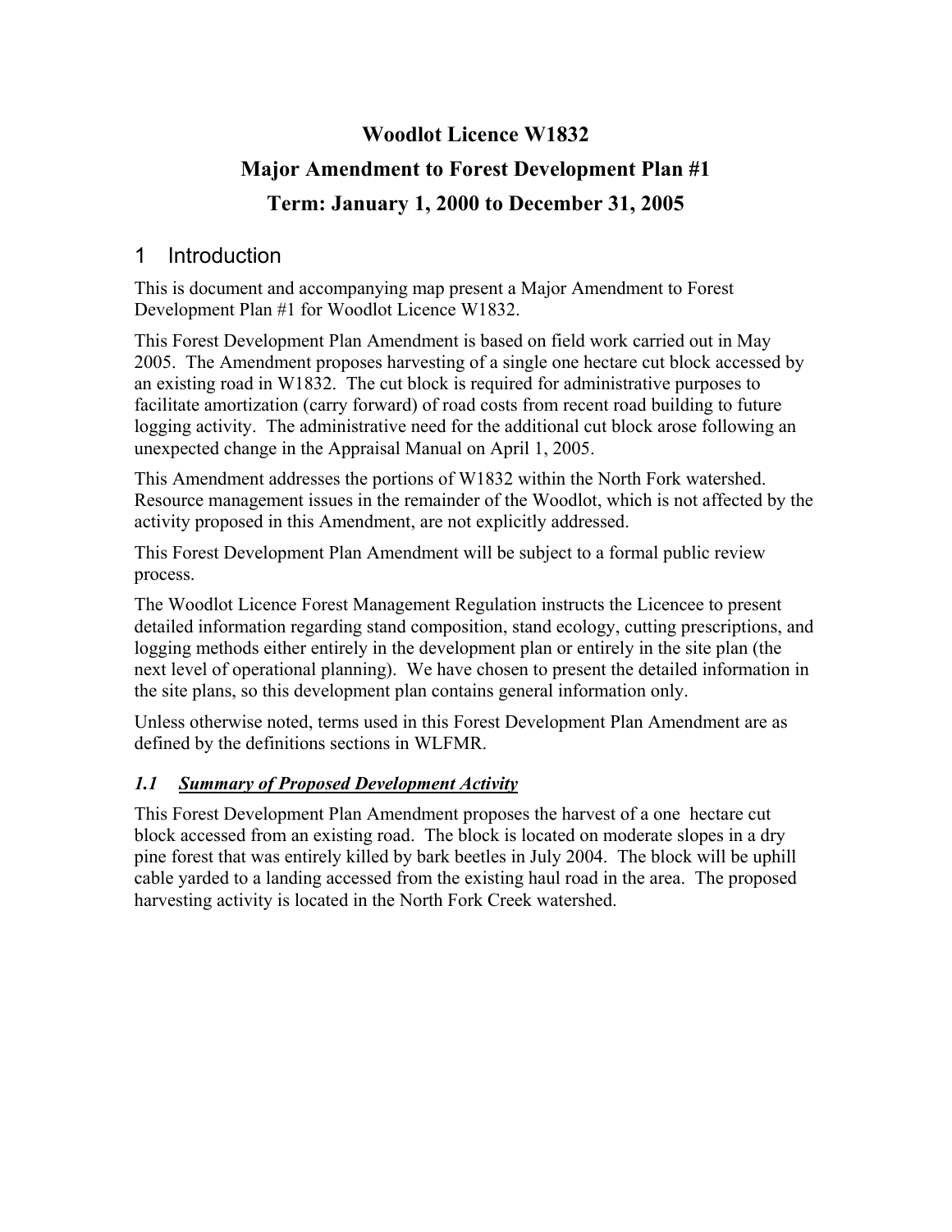# Woodlot Licence W1832

# Major Amendment to Forest Development Plan #1

# Term: January 1, 2000 to December 31, 2005

## 1 Introduction

This is document and accompanying map present a Major Amendment to Forest Development Plan #1 for Woodlot Licence W1832.

This Forest Development Plan Amendment is based on field work carried out in May 2005. The Amendment proposes harvesting of a single one hectare cut block accessed by an existing road in W1832. The cut block is required for administrative purposes to facilitate amortization (carry forward) of road costs from recent road building to future logging activity. The administrative need for the additional cut block arose following an unexpected change in the Appraisal Manual on April 1, 2005.

This Amendment addresses the portions of W1832 within the North Fork watershed. Resource management issues in the remainder of the Woodlot, which is not affected by the activity proposed in this Amendment, are not explicitly addressed.

This Forest Development Plan Amendment will be subject to a formal public review process.

The Woodlot Licence Forest Management Regulation instructs the Licencee to present detailed information regarding stand composition, stand ecology, cutting prescriptions, and logging methods either entirely in the development plan or entirely in the site plan (the next level of operational planning). We have chosen to present the detailed information in the site plans, so this development plan contains general information only.

Unless otherwise noted, terms used in this Forest Development Plan Amendment are as defined by the definitions sections in WLFMR.

### *1.1 Summary of Proposed Development Activity*

This Forest Development Plan Amendment proposes the harvest of a one hectare cut block accessed from an existing road. The block is located on moderate slopes in a dry pine forest that was entirely killed by bark beetles in July 2004. The block will be uphill cable yarded to a landing accessed from the existing haul road in the area. The proposed harvesting activity is located in the North Fork Creek watershed.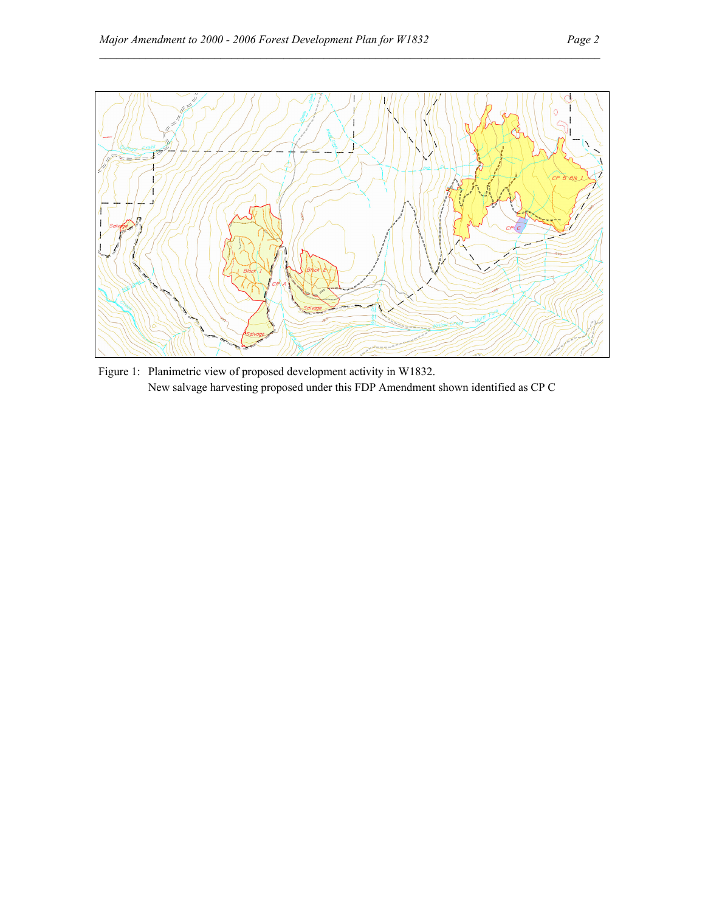Figure 1: Planimetric view of proposed development activity in W1832.
New salvage harvesting proposed under this FDP Amendment shown identified as CP C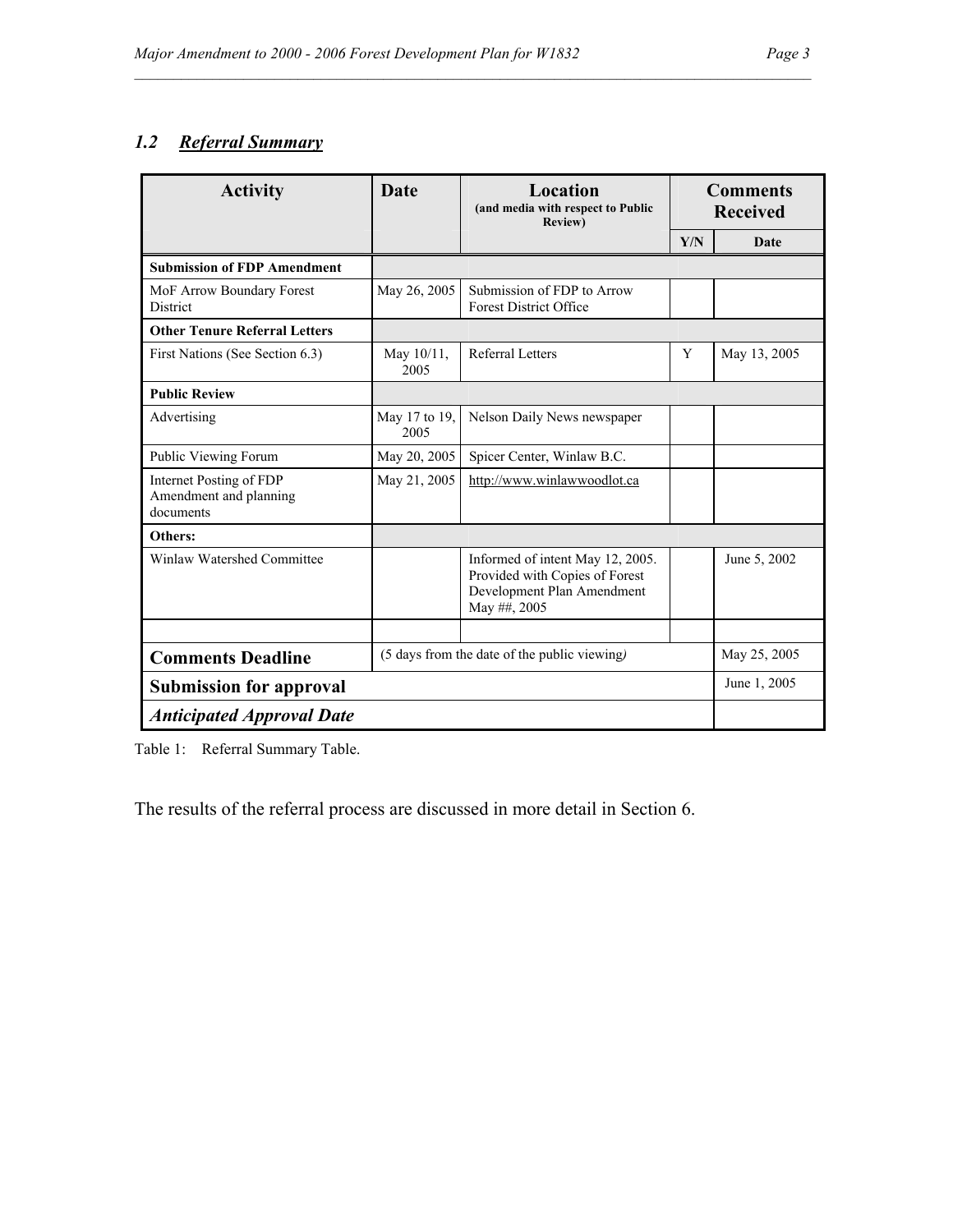### *1.2 Referral Summary*

| Activity | Date | Location (and media with respect to Public Review) | Comments Received | |
|---|---|---|---|---|
| | | | Y/N | Date |
| **Submission of FDP Amendment** | | | | |
| MoF Arrow Boundary Forest District | May 26, 2005 | Submission of FDP to Arrow Forest District Office | | |
| **Other Tenure Referral Letters** | | | | |
| First Nations (See Section 6.3) | May 10/11, 2005 | Referral Letters | Y | May 13, 2005 |
| **Public Review** | | | | |
| Advertising | May 17 to 19, 2005 | Nelson Daily News newspaper | | |
| Public Viewing Forum | May 20, 2005 | Spicer Center, Winlaw B.C. | | |
| Internet Posting of FDP Amendment and planning documents | May 21, 2005 | http://www.winlawwoodlot.ca | | |
| **Others:** | | | | |
| Winlaw Watershed Committee | | Informed of intent May 12, 2005. Provided with Copies of Forest Development Plan Amendment May ##, 2005 | | June 5, 2002 |
| | | | | |
| **Comments Deadline** | (5 days from the date of the public viewing*)* | | | May 25, 2005 |
| **Submission for approval** | | | | June 1, 2005 |
| ***Anticipated Approval Date*** | | | | |

Table 1: Referral Summary Table.

The results of the referral process are discussed in more detail in Section 6.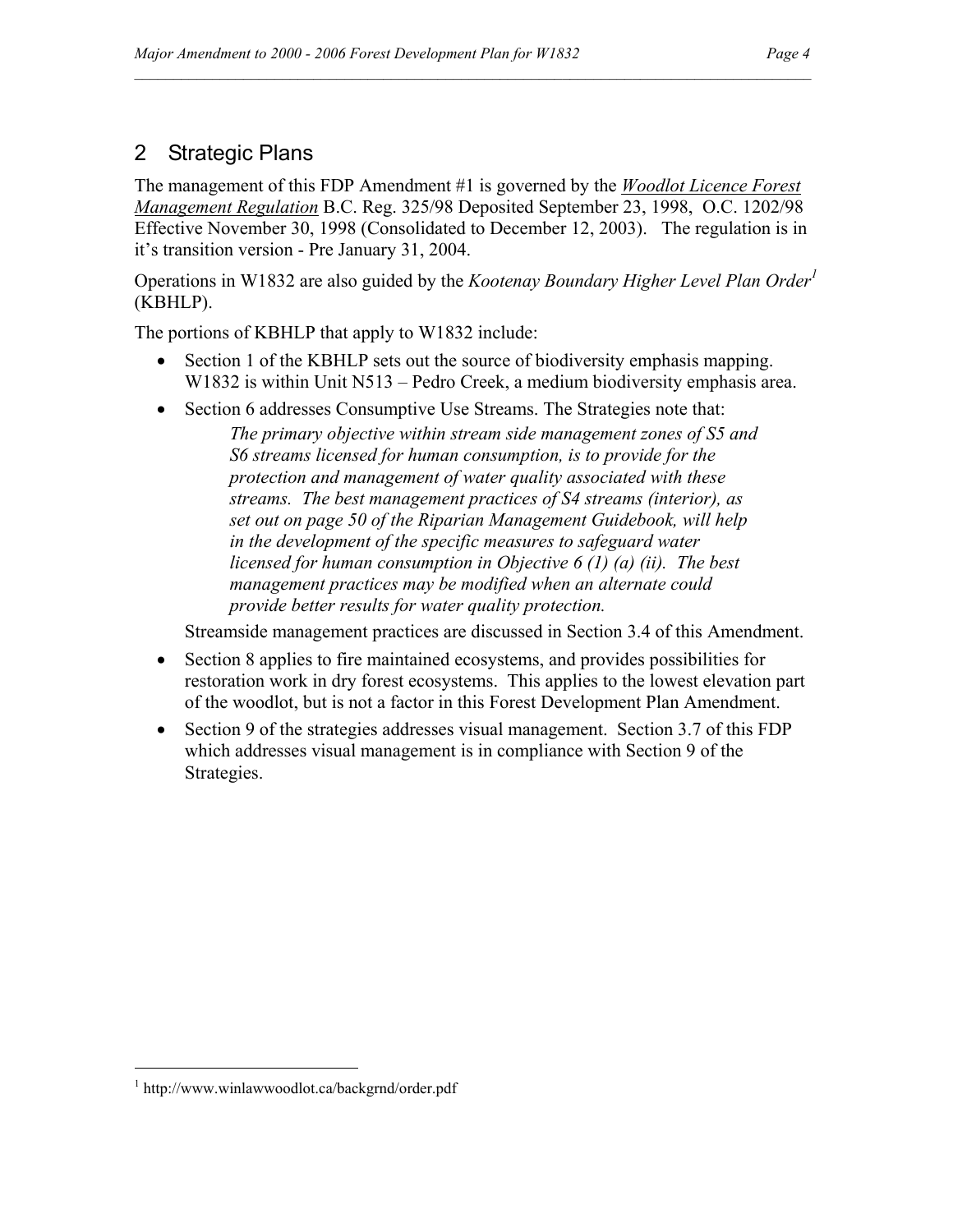## 2 Strategic Plans

The management of this FDP Amendment #1 is governed by the *Woodlot Licence Forest Management Regulation* B.C. Reg. 325/98 Deposited September 23, 1998, O.C. 1202/98 Effective November 30, 1998 (Consolidated to December 12, 2003). The regulation is in it's transition version - Pre January 31, 2004.

Operations in W1832 are also guided by the *Kootenay Boundary Higher Level Plan Order*[1] (KBHLP).

The portions of KBHLP that apply to W1832 include:

- Section 1 of the KBHLP sets out the source of biodiversity emphasis mapping. W1832 is within Unit N513 – Pedro Creek, a medium biodiversity emphasis area.
- Section 6 addresses Consumptive Use Streams. The Strategies note that:

  > *The primary objective within stream side management zones of S5 and S6 streams licensed for human consumption, is to provide for the protection and management of water quality associated with these streams. The best management practices of S4 streams (interior), as set out on page 50 of the Riparian Management Guidebook, will help in the development of the specific measures to safeguard water licensed for human consumption in Objective 6 (1) (a) (ii). The best management practices may be modified when an alternate could provide better results for water quality protection.*

  Streamside management practices are discussed in Section 3.4 of this Amendment.
- Section 8 applies to fire maintained ecosystems, and provides possibilities for restoration work in dry forest ecosystems. This applies to the lowest elevation part of the woodlot, but is not a factor in this Forest Development Plan Amendment.
- Section 9 of the strategies addresses visual management. Section 3.7 of this FDP which addresses visual management is in compliance with Section 9 of the Strategies.

---

[1] http://www.winlawwoodlot.ca/backgrnd/order.pdf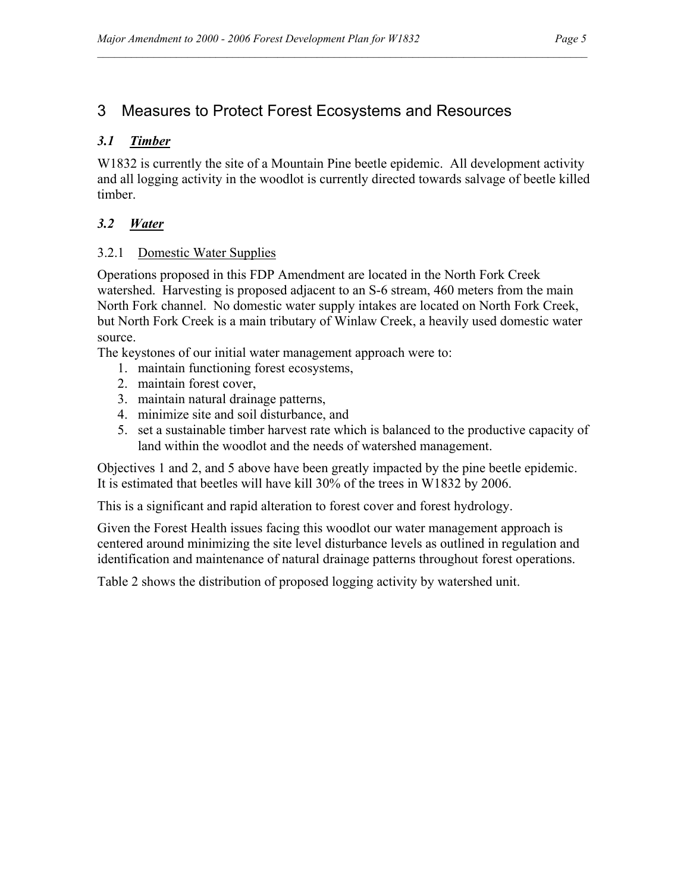# 3 Measures to Protect Forest Ecosystems and Resources

## 3.1 ***Timber***

W1832 is currently the site of a Mountain Pine beetle epidemic. All development activity and all logging activity in the woodlot is currently directed towards salvage of beetle killed timber.

## 3.2 ***Water***

### 3.2.1 Domestic Water Supplies

Operations proposed in this FDP Amendment are located in the North Fork Creek watershed. Harvesting is proposed adjacent to an S-6 stream, 460 meters from the main North Fork channel. No domestic water supply intakes are located on North Fork Creek, but North Fork Creek is a main tributary of Winlaw Creek, a heavily used domestic water source.

The keystones of our initial water management approach were to:

1. maintain functioning forest ecosystems,
2. maintain forest cover,
3. maintain natural drainage patterns,
4. minimize site and soil disturbance, and
5. set a sustainable timber harvest rate which is balanced to the productive capacity of land within the woodlot and the needs of watershed management.

Objectives 1 and 2, and 5 above have been greatly impacted by the pine beetle epidemic. It is estimated that beetles will have kill 30% of the trees in W1832 by 2006.

This is a significant and rapid alteration to forest cover and forest hydrology.

Given the Forest Health issues facing this woodlot our water management approach is centered around minimizing the site level disturbance levels as outlined in regulation and identification and maintenance of natural drainage patterns throughout forest operations.

Table 2 shows the distribution of proposed logging activity by watershed unit.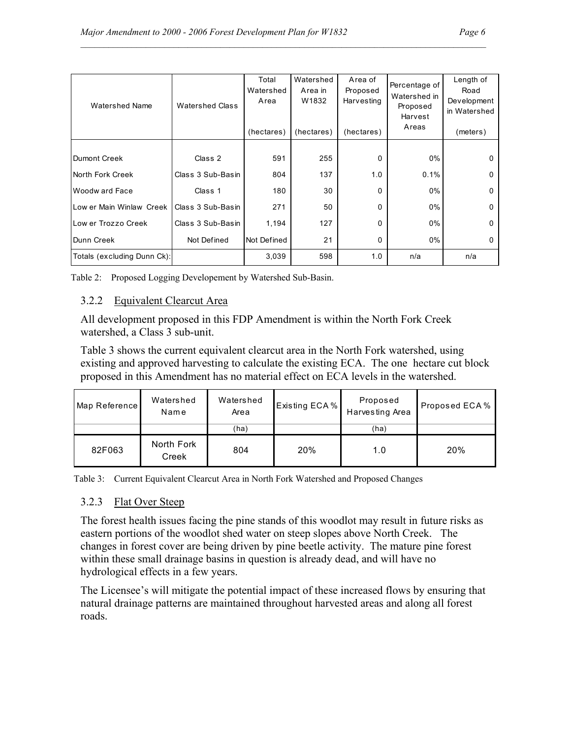| Watershed Name | Watershed Class | Total Watershed Area (hectares) | Watershed Area in W1832 (hectares) | Area of Proposed Harvesting (hectares) | Percentage of Watershed in Proposed Harvest Areas | Length of Road Development in Watershed (meters) |
|---|---|---|---|---|---|---|
| Dumont Creek | Class 2 | 591 | 255 | 0 | 0% | 0 |
| North Fork Creek | Class 3 Sub-Basin | 804 | 137 | 1.0 | 0.1% | 0 |
| Woodw ard Face | Class 1 | 180 | 30 | 0 | 0% | 0 |
| Low er Main Winlaw Creek | Class 3 Sub-Basin | 271 | 50 | 0 | 0% | 0 |
| Low er Trozzo Creek | Class 3 Sub-Basin | 1,194 | 127 | 0 | 0% | 0 |
| Dunn Creek | Not Defined | Not Defined | 21 | 0 | 0% | 0 |
| Totals (excluding Dunn Ck): | | 3,039 | 598 | 1.0 | n/a | n/a |

Table 2: Proposed Logging Developement by Watershed Sub-Basin.

### 3.2.2 Equivalent Clearcut Area

All development proposed in this FDP Amendment is within the North Fork Creek watershed, a Class 3 sub-unit.

Table 3 shows the current equivalent clearcut area in the North Fork watershed, using existing and approved harvesting to calculate the existing ECA. The one hectare cut block proposed in this Amendment has no material effect on ECA levels in the watershed.

| Map Reference | Watershed Name | Watershed Area (ha) | Existing ECA % | Proposed Harvesting Area (ha) | Proposed ECA % |
|---|---|---|---|---|---|
| 82F063 | North Fork Creek | 804 | 20% | 1.0 | 20% |

Table 3: Current Equivalent Clearcut Area in North Fork Watershed and Proposed Changes

### 3.2.3 Flat Over Steep

The forest health issues facing the pine stands of this woodlot may result in future risks as eastern portions of the woodlot shed water on steep slopes above North Creek. The changes in forest cover are being driven by pine beetle activity. The mature pine forest within these small drainage basins in question is already dead, and will have no hydrological effects in a few years.

The Licensee's will mitigate the potential impact of these increased flows by ensuring that natural drainage patterns are maintained throughout harvested areas and along all forest roads.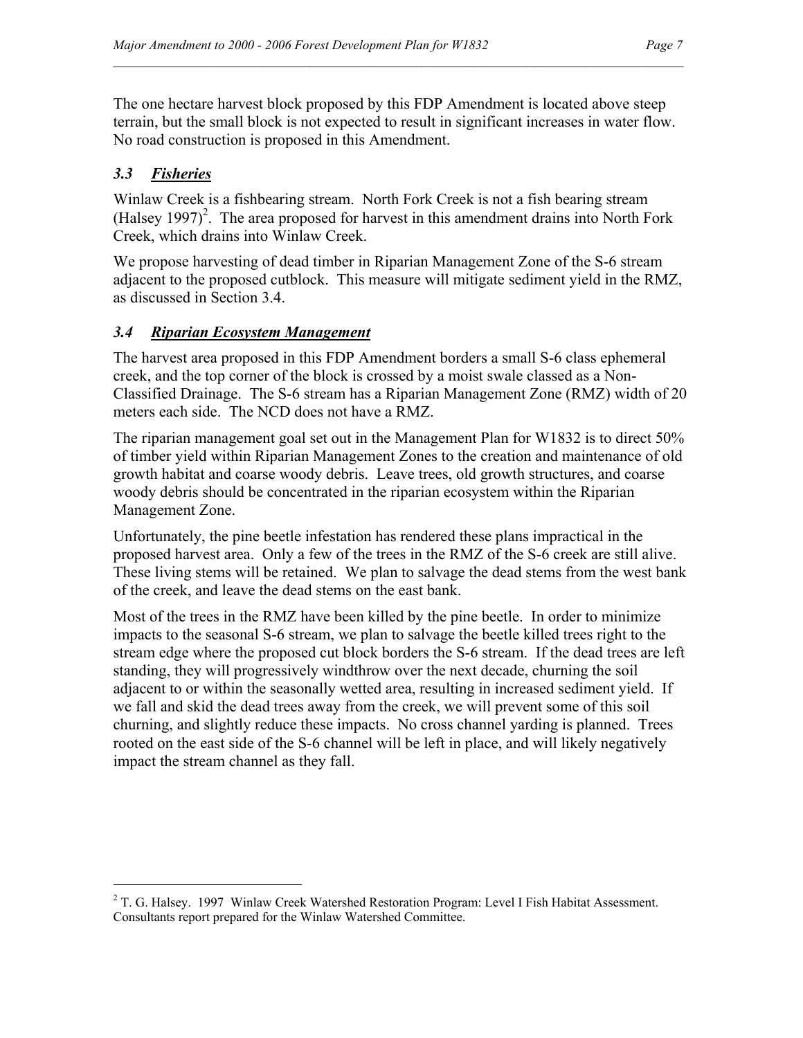The one hectare harvest block proposed by this FDP Amendment is located above steep terrain, but the small block is not expected to result in significant increases in water flow. No road construction is proposed in this Amendment.

### *3.3 Fisheries*

Winlaw Creek is a fishbearing stream. North Fork Creek is not a fish bearing stream (Halsey 1997)[2]. The area proposed for harvest in this amendment drains into North Fork Creek, which drains into Winlaw Creek.

We propose harvesting of dead timber in Riparian Management Zone of the S-6 stream adjacent to the proposed cutblock. This measure will mitigate sediment yield in the RMZ, as discussed in Section 3.4.

### *3.4 Riparian Ecosystem Management*

The harvest area proposed in this FDP Amendment borders a small S-6 class ephemeral creek, and the top corner of the block is crossed by a moist swale classed as a Non-Classified Drainage. The S-6 stream has a Riparian Management Zone (RMZ) width of 20 meters each side. The NCD does not have a RMZ.

The riparian management goal set out in the Management Plan for W1832 is to direct 50% of timber yield within Riparian Management Zones to the creation and maintenance of old growth habitat and coarse woody debris. Leave trees, old growth structures, and coarse woody debris should be concentrated in the riparian ecosystem within the Riparian Management Zone.

Unfortunately, the pine beetle infestation has rendered these plans impractical in the proposed harvest area. Only a few of the trees in the RMZ of the S-6 creek are still alive. These living stems will be retained. We plan to salvage the dead stems from the west bank of the creek, and leave the dead stems on the east bank.

Most of the trees in the RMZ have been killed by the pine beetle. In order to minimize impacts to the seasonal S-6 stream, we plan to salvage the beetle killed trees right to the stream edge where the proposed cut block borders the S-6 stream. If the dead trees are left standing, they will progressively windthrow over the next decade, churning the soil adjacent to or within the seasonally wetted area, resulting in increased sediment yield. If we fall and skid the dead trees away from the creek, we will prevent some of this soil churning, and slightly reduce these impacts. No cross channel yarding is planned. Trees rooted on the east side of the S-6 channel will be left in place, and will likely negatively impact the stream channel as they fall.

---

[2] T. G. Halsey. 1997 Winlaw Creek Watershed Restoration Program: Level I Fish Habitat Assessment. Consultants report prepared for the Winlaw Watershed Committee.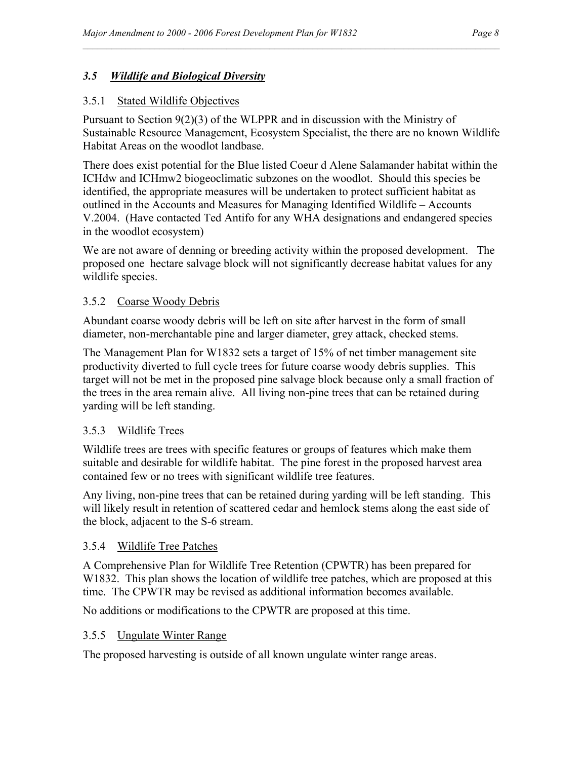### *3.5 Wildlife and Biological Diversity*

#### 3.5.1 Stated Wildlife Objectives

Pursuant to Section 9(2)(3) of the WLPPR and in discussion with the Ministry of Sustainable Resource Management, Ecosystem Specialist, the there are no known Wildlife Habitat Areas on the woodlot landbase.

There does exist potential for the Blue listed Coeur d Alene Salamander habitat within the ICHdw and ICHmw2 biogeoclimatic subzones on the woodlot. Should this species be identified, the appropriate measures will be undertaken to protect sufficient habitat as outlined in the Accounts and Measures for Managing Identified Wildlife – Accounts V.2004. (Have contacted Ted Antifo for any WHA designations and endangered species in the woodlot ecosystem)

We are not aware of denning or breeding activity within the proposed development. The proposed one hectare salvage block will not significantly decrease habitat values for any wildlife species.

#### 3.5.2 Coarse Woody Debris

Abundant coarse woody debris will be left on site after harvest in the form of small diameter, non-merchantable pine and larger diameter, grey attack, checked stems.

The Management Plan for W1832 sets a target of 15% of net timber management site productivity diverted to full cycle trees for future coarse woody debris supplies. This target will not be met in the proposed pine salvage block because only a small fraction of the trees in the area remain alive. All living non-pine trees that can be retained during yarding will be left standing.

#### 3.5.3 Wildlife Trees

Wildlife trees are trees with specific features or groups of features which make them suitable and desirable for wildlife habitat. The pine forest in the proposed harvest area contained few or no trees with significant wildlife tree features.

Any living, non-pine trees that can be retained during yarding will be left standing. This will likely result in retention of scattered cedar and hemlock stems along the east side of the block, adjacent to the S-6 stream.

#### 3.5.4 Wildlife Tree Patches

A Comprehensive Plan for Wildlife Tree Retention (CPWTR) has been prepared for W1832. This plan shows the location of wildlife tree patches, which are proposed at this time. The CPWTR may be revised as additional information becomes available.

No additions or modifications to the CPWTR are proposed at this time.

#### 3.5.5 Ungulate Winter Range

The proposed harvesting is outside of all known ungulate winter range areas.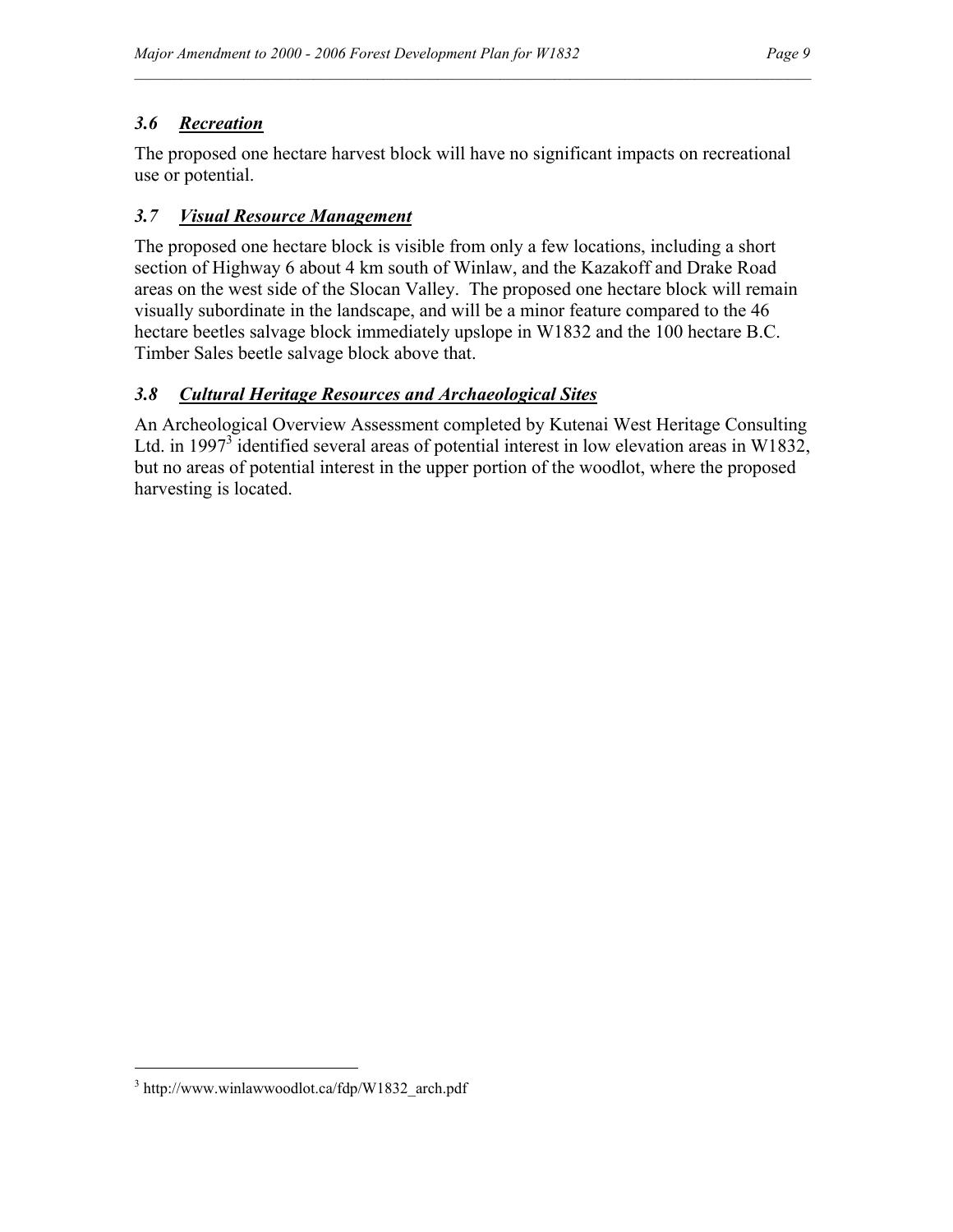### *3.6 Recreation*

The proposed one hectare harvest block will have no significant impacts on recreational use or potential.

### *3.7 Visual Resource Management*

The proposed one hectare block is visible from only a few locations, including a short section of Highway 6 about 4 km south of Winlaw, and the Kazakoff and Drake Road areas on the west side of the Slocan Valley. The proposed one hectare block will remain visually subordinate in the landscape, and will be a minor feature compared to the 46 hectare beetles salvage block immediately upslope in W1832 and the 100 hectare B.C. Timber Sales beetle salvage block above that.

### *3.8 Cultural Heritage Resources and Archaeological Sites*

An Archeological Overview Assessment completed by Kutenai West Heritage Consulting Ltd. in 1997[3] identified several areas of potential interest in low elevation areas in W1832, but no areas of potential interest in the upper portion of the woodlot, where the proposed harvesting is located.

---

[3] http://www.winlawwoodlot.ca/fdp/W1832_arch.pdf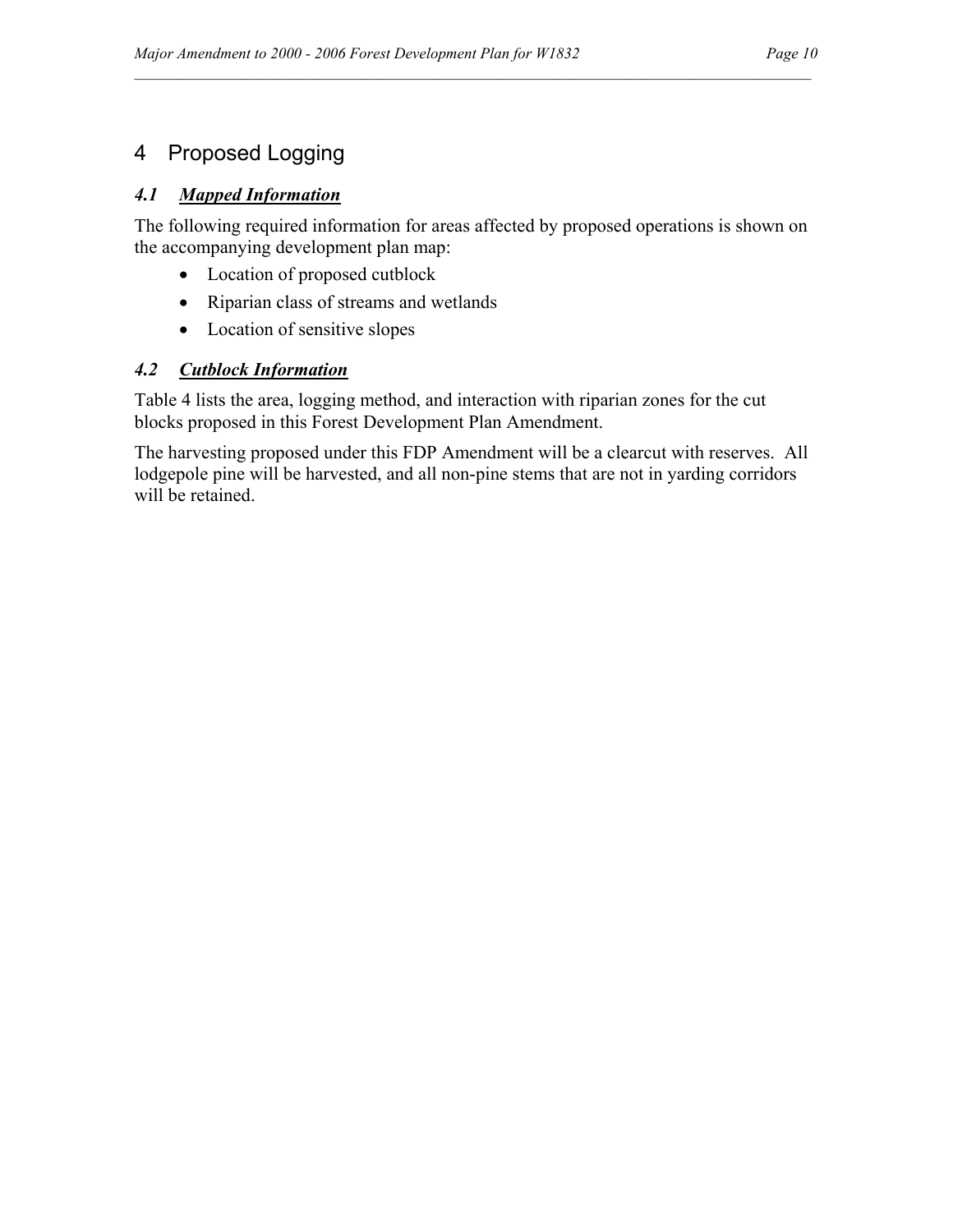# 4 Proposed Logging

## *4.1 Mapped Information*

The following required information for areas affected by proposed operations is shown on the accompanying development plan map:

- Location of proposed cutblock
- Riparian class of streams and wetlands
- Location of sensitive slopes

## *4.2 Cutblock Information*

Table 4 lists the area, logging method, and interaction with riparian zones for the cut blocks proposed in this Forest Development Plan Amendment.

The harvesting proposed under this FDP Amendment will be a clearcut with reserves. All lodgepole pine will be harvested, and all non-pine stems that are not in yarding corridors will be retained.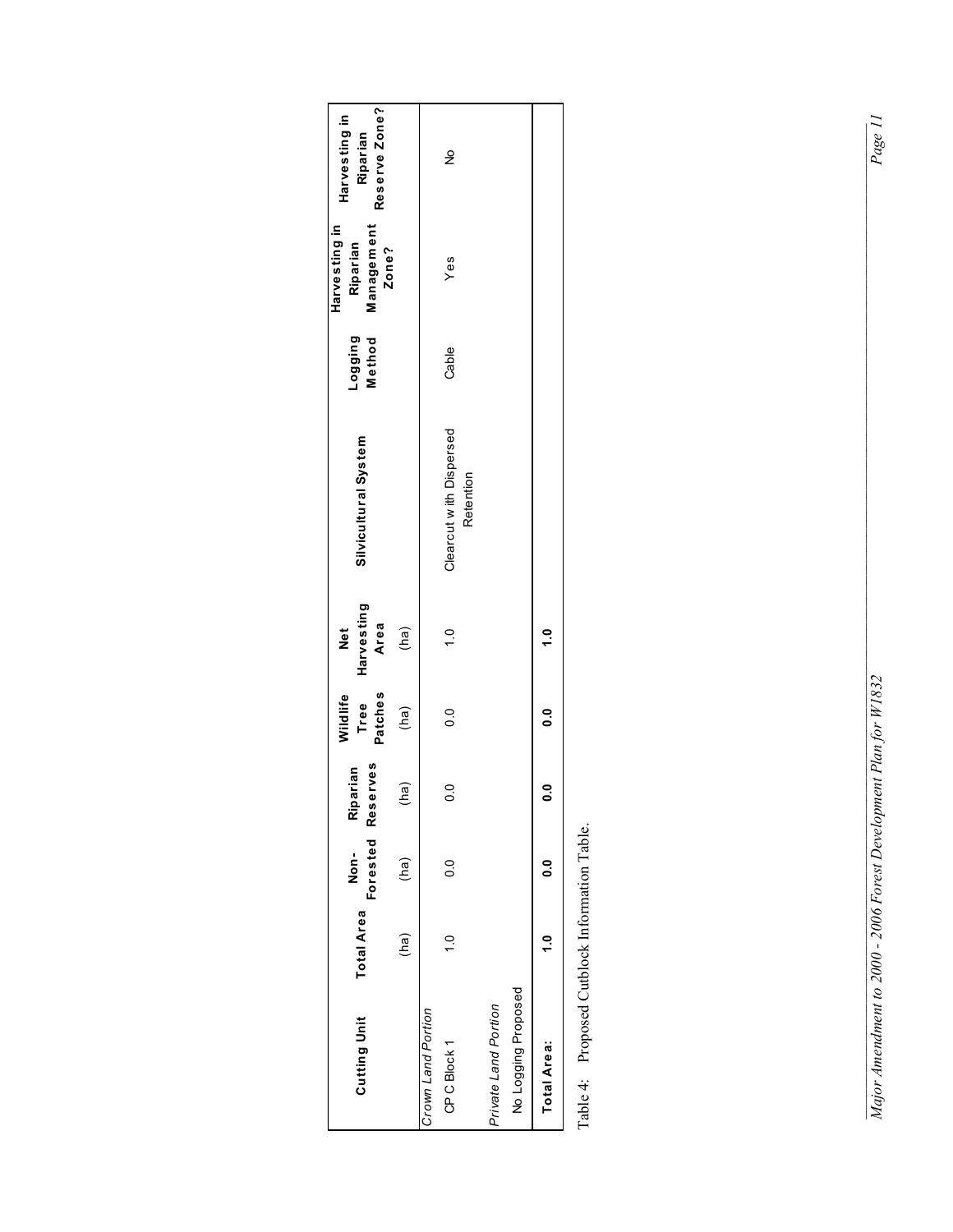| Cutting Unit | Total Area | Non-Forested | Riparian Reserves | Wildlife Tree Patches | Net Harvesting Area | Silvicultural System | Logging Method | Harvesting in Riparian Management Zone? | Harvesting in Riparian Reserve Zone? |
|---|---|---|---|---|---|---|---|---|---|
| | (ha) | (ha) | (ha) | (ha) | (ha) | | | | |
| *Crown Land Portion* | | | | | | | | | |
| CP C Block 1 | 1.0 | 0.0 | 0.0 | 0.0 | 1.0 | Clearcut with Dispersed Retention | Cable | Yes | No |
| *Private Land Portion* | | | | | | | | | |
| No Logging Proposed | | | | | | | | | |
| **Total Area:** | **1.0** | **0.0** | **0.0** | **0.0** | **1.0** | | | | |

Table 4: Proposed Cutblock Information Table.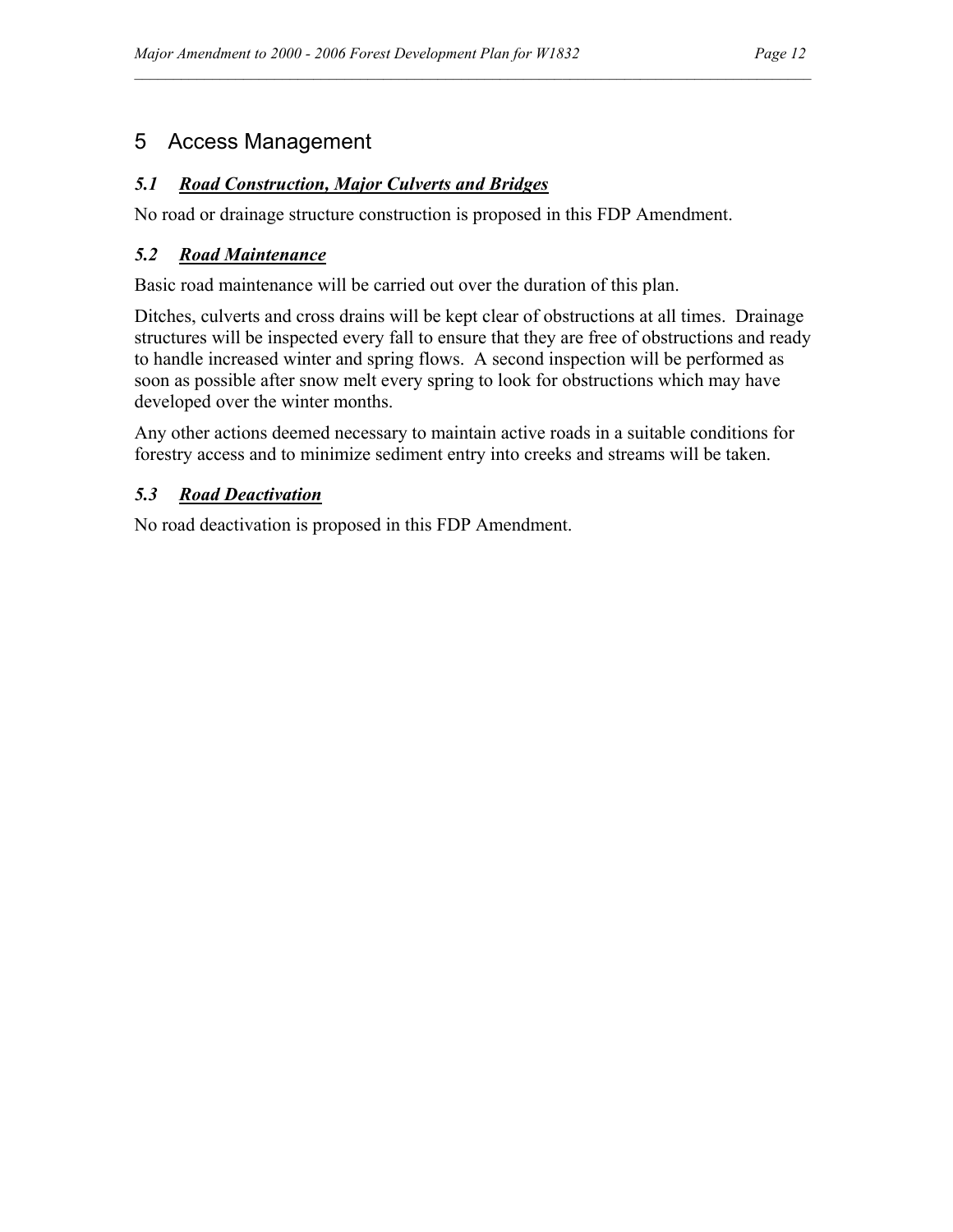# 5 Access Management

## *5.1 Road Construction, Major Culverts and Bridges*

No road or drainage structure construction is proposed in this FDP Amendment.

## *5.2 Road Maintenance*

Basic road maintenance will be carried out over the duration of this plan.

Ditches, culverts and cross drains will be kept clear of obstructions at all times. Drainage structures will be inspected every fall to ensure that they are free of obstructions and ready to handle increased winter and spring flows. A second inspection will be performed as soon as possible after snow melt every spring to look for obstructions which may have developed over the winter months.

Any other actions deemed necessary to maintain active roads in a suitable conditions for forestry access and to minimize sediment entry into creeks and streams will be taken.

## *5.3 Road Deactivation*

No road deactivation is proposed in this FDP Amendment.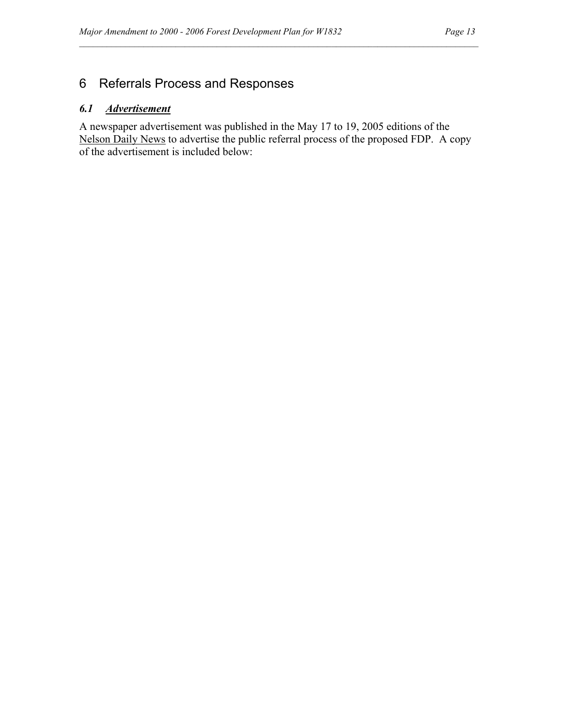# 6 Referrals Process and Responses

## *6.1 Advertisement*

A newspaper advertisement was published in the May 17 to 19, 2005 editions of the Nelson Daily News to advertise the public referral process of the proposed FDP. A copy of the advertisement is included below: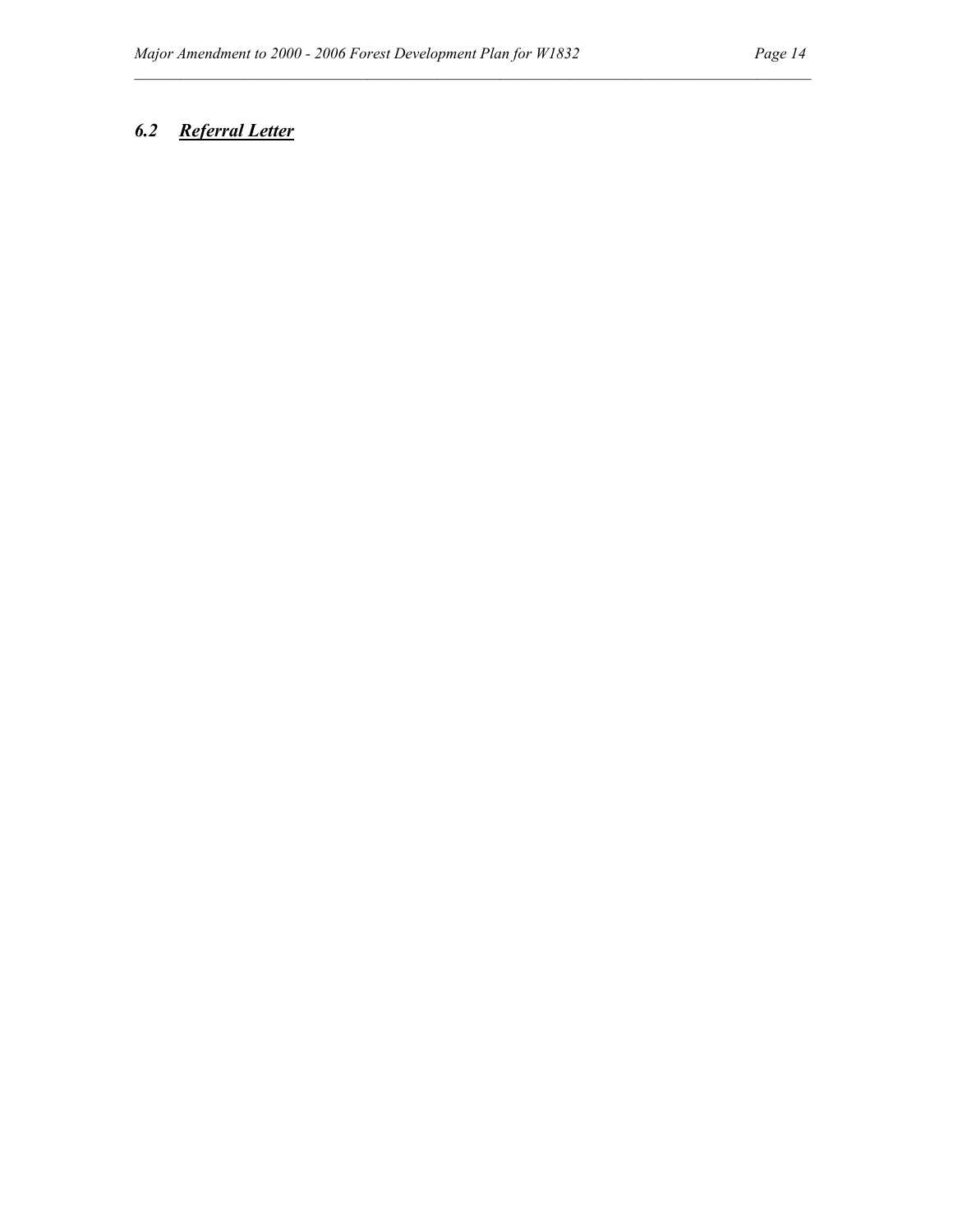## *6.2 Referral Letter*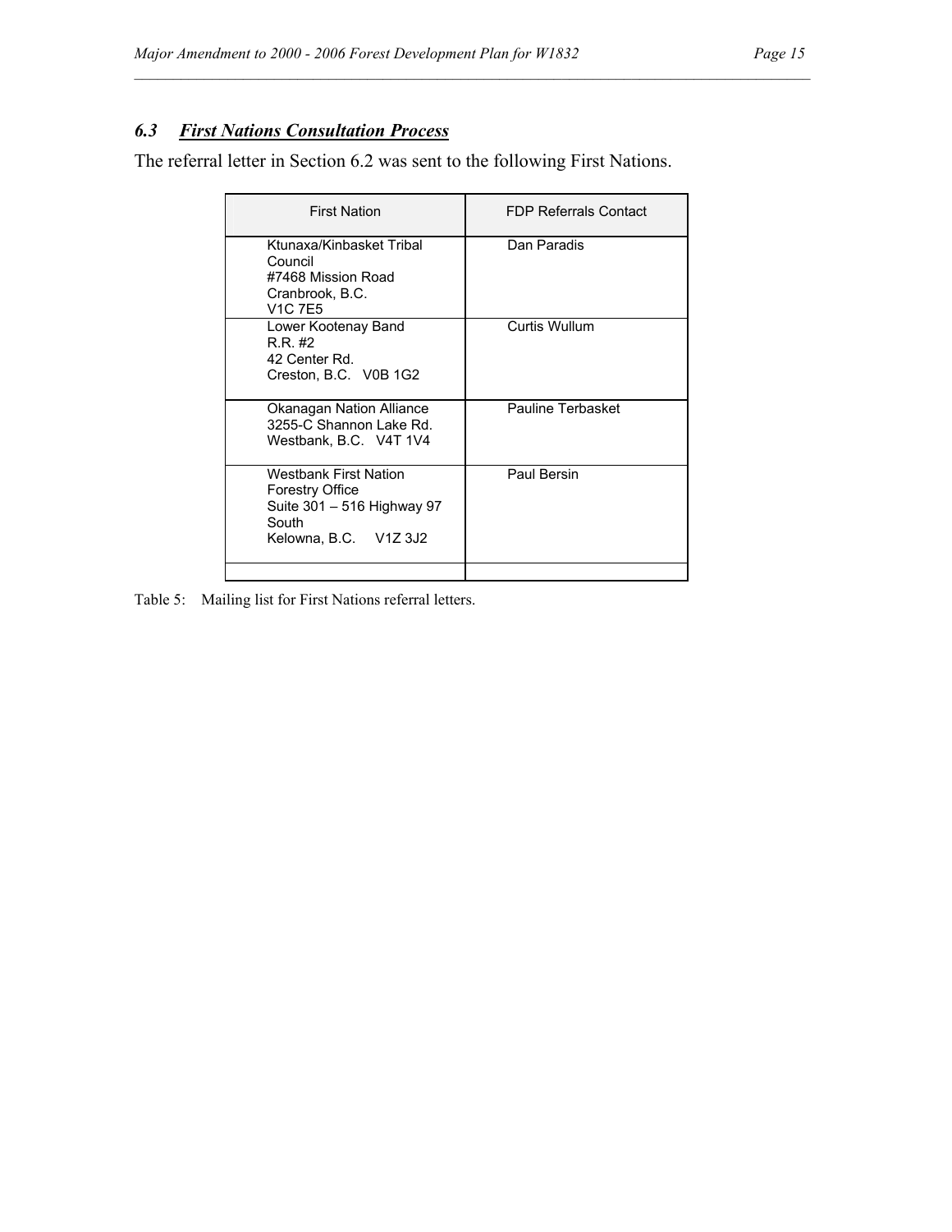## *6.3 First Nations Consultation Process*

The referral letter in Section 6.2 was sent to the following First Nations.

| First Nation | FDP Referrals Contact |
|---|---|
| Ktunaxa/Kinbasket Tribal Council<br>#7468 Mission Road<br>Cranbrook, B.C.<br>V1C 7E5 | Dan Paradis |
| Lower Kootenay Band<br>R.R. #2<br>42 Center Rd.<br>Creston, B.C. V0B 1G2 | Curtis Wullum |
| Okanagan Nation Alliance<br>3255-C Shannon Lake Rd.<br>Westbank, B.C. V4T 1V4 | Pauline Terbasket |
| Westbank First Nation<br>Forestry Office<br>Suite 301 – 516 Highway 97 South<br>Kelowna, B.C. V1Z 3J2 | Paul Bersin |
| | |

Table 5: Mailing list for First Nations referral letters.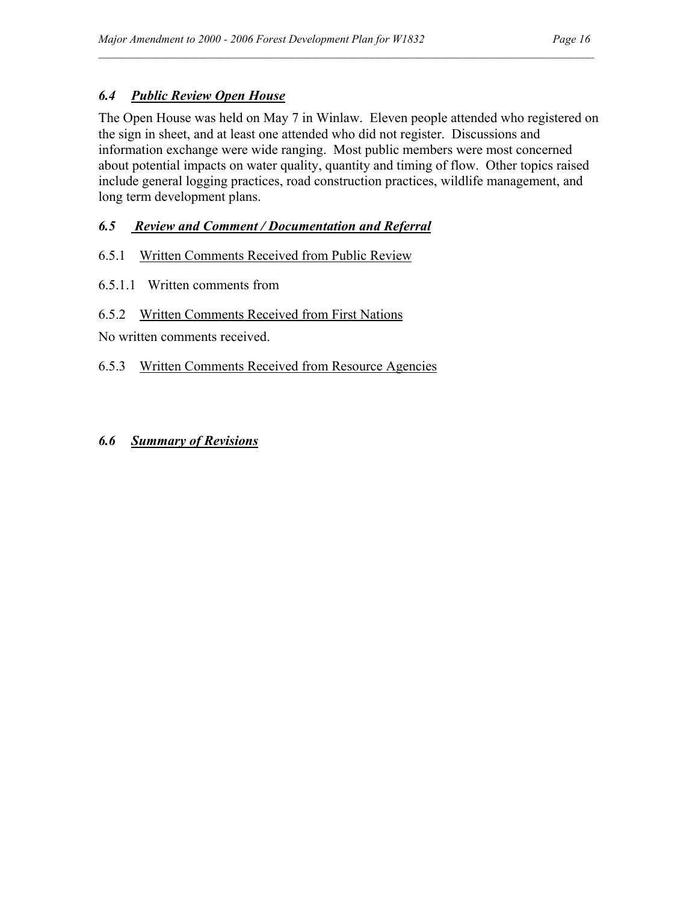### *6.4 <u>Public Review Open House</u>*

The Open House was held on May 7 in Winlaw. Eleven people attended who registered on the sign in sheet, and at least one attended who did not register. Discussions and information exchange were wide ranging. Most public members were most concerned about potential impacts on water quality, quantity and timing of flow. Other topics raised include general logging practices, road construction practices, wildlife management, and long term development plans.

### *6.5 <u>Review and Comment / Documentation and Referral</u>*

6.5.1 <u>Written Comments Received from Public Review</u>

6.5.1.1 Written comments from

6.5.2 <u>Written Comments Received from First Nations</u>

No written comments received.

6.5.3 <u>Written Comments Received from Resource Agencies</u>

### *6.6 <u>Summary of Revisions</u>*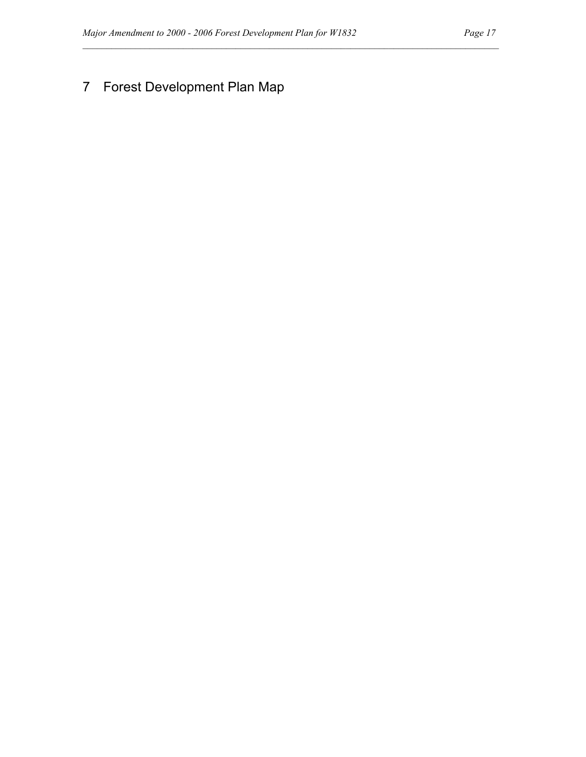# 7 Forest Development Plan Map